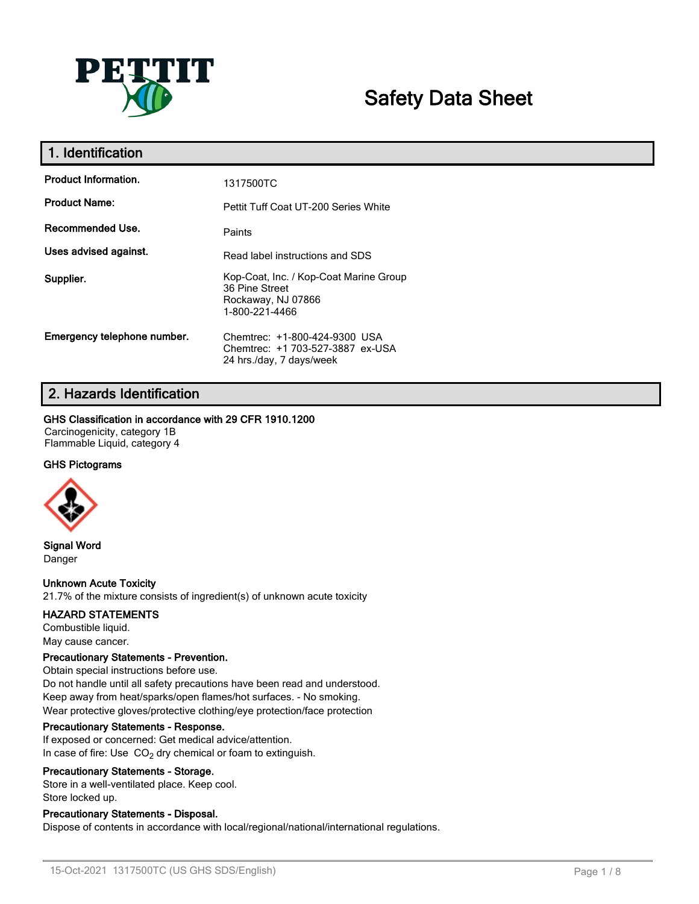# Safety Data Sheet

## 1. Identification

| | |
|---|---|
| **Product Information.** | 1317500TC |
| **Product Name:** | Pettit Tuff Coat UT-200 Series White |
| **Recommended Use.** | Paints |
| **Uses advised against.** | Read label instructions and SDS |
| **Supplier.** | Kop-Coat, Inc. / Kop-Coat Marine Group<br>36 Pine Street<br>Rockaway, NJ 07866<br>1-800-221-4466 |
| **Emergency telephone number.** | Chemtrec: +1-800-424-9300 USA<br>Chemtrec: +1 703-527-3887 ex-USA<br>24 hrs./day, 7 days/week |

## 2. Hazards Identification

**GHS Classification in accordance with 29 CFR 1910.1200**

Carcinogenicity, category 1B
Flammable Liquid, category 4

**GHS Pictograms**

**Signal Word**

Danger

**Unknown Acute Toxicity**

21.7% of the mixture consists of ingredient(s) of unknown acute toxicity

**HAZARD STATEMENTS**

Combustible liquid.
May cause cancer.

**Precautionary Statements - Prevention.**

Obtain special instructions before use.
Do not handle until all safety precautions have been read and understood.
Keep away from heat/sparks/open flames/hot surfaces. - No smoking.
Wear protective gloves/protective clothing/eye protection/face protection

**Precautionary Statements - Response.**

If exposed or concerned: Get medical advice/attention.
In case of fire: Use $CO_2$ dry chemical or foam to extinguish.

**Precautionary Statements - Storage.**

Store in a well-ventilated place. Keep cool.
Store locked up.

**Precautionary Statements - Disposal.**

Dispose of contents in accordance with local/regional/national/international regulations.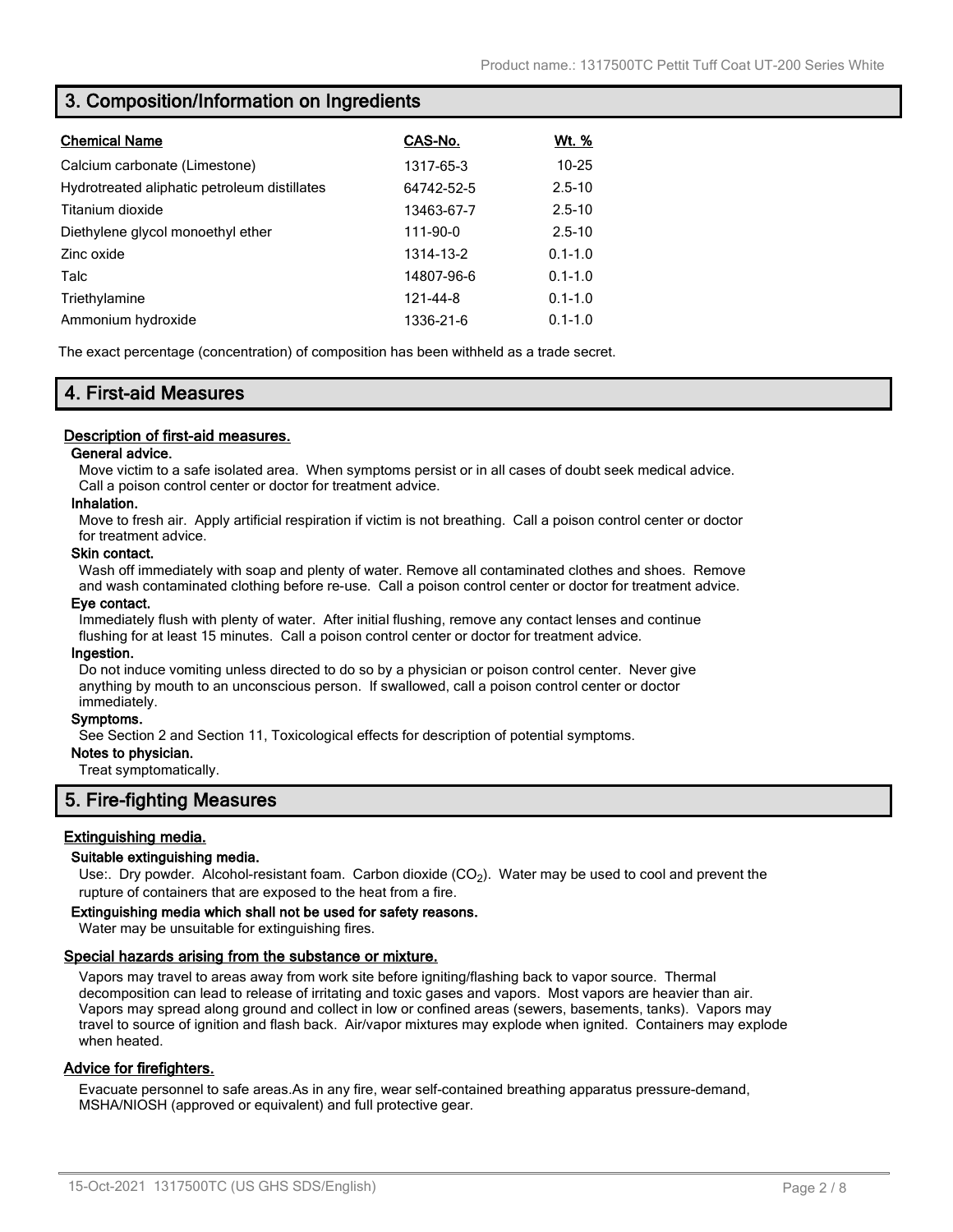## 3. Composition/Information on Ingredients

| Chemical Name | CAS-No. | Wt. % |
|---|---|---|
| Calcium carbonate (Limestone) | 1317-65-3 | 10-25 |
| Hydrotreated aliphatic petroleum distillates | 64742-52-5 | 2.5-10 |
| Titanium dioxide | 13463-67-7 | 2.5-10 |
| Diethylene glycol monoethyl ether | 111-90-0 | 2.5-10 |
| Zinc oxide | 1314-13-2 | 0.1-1.0 |
| Talc | 14807-96-6 | 0.1-1.0 |
| Triethylamine | 121-44-8 | 0.1-1.0 |
| Ammonium hydroxide | 1336-21-6 | 0.1-1.0 |

The exact percentage (concentration) of composition has been withheld as a trade secret.

## 4. First-aid Measures

### Description of first-aid measures.

**General advice.**

Move victim to a safe isolated area. When symptoms persist or in all cases of doubt seek medical advice. Call a poison control center or doctor for treatment advice.

**Inhalation.**

Move to fresh air. Apply artificial respiration if victim is not breathing. Call a poison control center or doctor for treatment advice.

**Skin contact.**

Wash off immediately with soap and plenty of water. Remove all contaminated clothes and shoes. Remove and wash contaminated clothing before re-use. Call a poison control center or doctor for treatment advice.

**Eye contact.**

Immediately flush with plenty of water. After initial flushing, remove any contact lenses and continue flushing for at least 15 minutes. Call a poison control center or doctor for treatment advice.

**Ingestion.**

Do not induce vomiting unless directed to do so by a physician or poison control center. Never give anything by mouth to an unconscious person. If swallowed, call a poison control center or doctor immediately.

**Symptoms.**

See Section 2 and Section 11, Toxicological effects for description of potential symptoms.

**Notes to physician.**

Treat symptomatically.

## 5. Fire-fighting Measures

### Extinguishing media.

**Suitable extinguishing media.**

Use:. Dry powder. Alcohol-resistant foam. Carbon dioxide ($CO_2$). Water may be used to cool and prevent the rupture of containers that are exposed to the heat from a fire.

**Extinguishing media which shall not be used for safety reasons.**

Water may be unsuitable for extinguishing fires.

### Special hazards arising from the substance or mixture.

Vapors may travel to areas away from work site before igniting/flashing back to vapor source. Thermal decomposition can lead to release of irritating and toxic gases and vapors. Most vapors are heavier than air. Vapors may spread along ground and collect in low or confined areas (sewers, basements, tanks). Vapors may travel to source of ignition and flash back. Air/vapor mixtures may explode when ignited. Containers may explode when heated.

### Advice for firefighters.

Evacuate personnel to safe areas.As in any fire, wear self-contained breathing apparatus pressure-demand, MSHA/NIOSH (approved or equivalent) and full protective gear.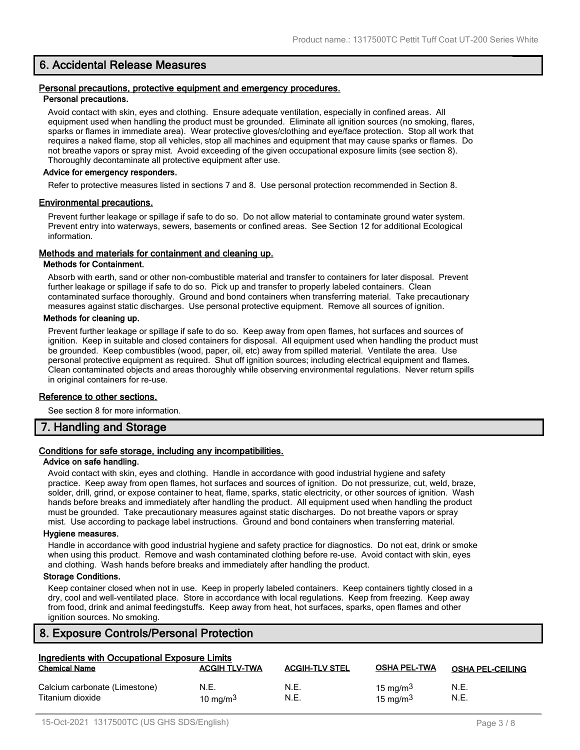## 6. Accidental Release Measures

### Personal precautions, protective equipment and emergency procedures.

**Personal precautions.**

Avoid contact with skin, eyes and clothing. Ensure adequate ventilation, especially in confined areas. All equipment used when handling the product must be grounded. Eliminate all ignition sources (no smoking, flares, sparks or flames in immediate area). Wear protective gloves/clothing and eye/face protection. Stop all work that requires a naked flame, stop all vehicles, stop all machines and equipment that may cause sparks or flames. Do not breathe vapors or spray mist. Avoid exceeding of the given occupational exposure limits (see section 8). Thoroughly decontaminate all protective equipment after use.

**Advice for emergency responders.**

Refer to protective measures listed in sections 7 and 8. Use personal protection recommended in Section 8.

### Environmental precautions.

Prevent further leakage or spillage if safe to do so. Do not allow material to contaminate ground water system. Prevent entry into waterways, sewers, basements or confined areas. See Section 12 for additional Ecological information.

### Methods and materials for containment and cleaning up.

**Methods for Containment.**

Absorb with earth, sand or other non-combustible material and transfer to containers for later disposal. Prevent further leakage or spillage if safe to do so. Pick up and transfer to properly labeled containers. Clean contaminated surface thoroughly. Ground and bond containers when transferring material. Take precautionary measures against static discharges. Use personal protective equipment. Remove all sources of ignition.

**Methods for cleaning up.**

Prevent further leakage or spillage if safe to do so. Keep away from open flames, hot surfaces and sources of ignition. Keep in suitable and closed containers for disposal. All equipment used when handling the product must be grounded. Keep combustibles (wood, paper, oil, etc) away from spilled material. Ventilate the area. Use personal protective equipment as required. Shut off ignition sources; including electrical equipment and flames. Clean contaminated objects and areas thoroughly while observing environmental regulations. Never return spills in original containers for re-use.

### Reference to other sections.

See section 8 for more information.

## 7. Handling and Storage

### Conditions for safe storage, including any incompatibilities.

**Advice on safe handling.**

Avoid contact with skin, eyes and clothing. Handle in accordance with good industrial hygiene and safety practice. Keep away from open flames, hot surfaces and sources of ignition. Do not pressurize, cut, weld, braze, solder, drill, grind, or expose container to heat, flame, sparks, static electricity, or other sources of ignition. Wash hands before breaks and immediately after handling the product. All equipment used when handling the product must be grounded. Take precautionary measures against static discharges. Do not breathe vapors or spray mist. Use according to package label instructions. Ground and bond containers when transferring material.

**Hygiene measures.**

Handle in accordance with good industrial hygiene and safety practice for diagnostics. Do not eat, drink or smoke when using this product. Remove and wash contaminated clothing before re-use. Avoid contact with skin, eyes and clothing. Wash hands before breaks and immediately after handling the product.

**Storage Conditions.**

Keep container closed when not in use. Keep in properly labeled containers. Keep containers tightly closed in a dry, cool and well-ventilated place. Store in accordance with local regulations. Keep from freezing. Keep away from food, drink and animal feedingstuffs. Keep away from heat, hot surfaces, sparks, open flames and other ignition sources. No smoking.

## 8. Exposure Controls/Personal Protection

### Ingredients with Occupational Exposure Limits

| Chemical Name | ACGIH TLV-TWA | ACGIH-TLV STEL | OSHA PEL-TWA | OSHA PEL-CEILING |
|---|---|---|---|---|
| Calcium carbonate (Limestone) | N.E. | N.E. | 15 $mg/m^3$ | N.E. |
| Titanium dioxide | 10 $mg/m^3$ | N.E. | 15 $mg/m^3$ | N.E. |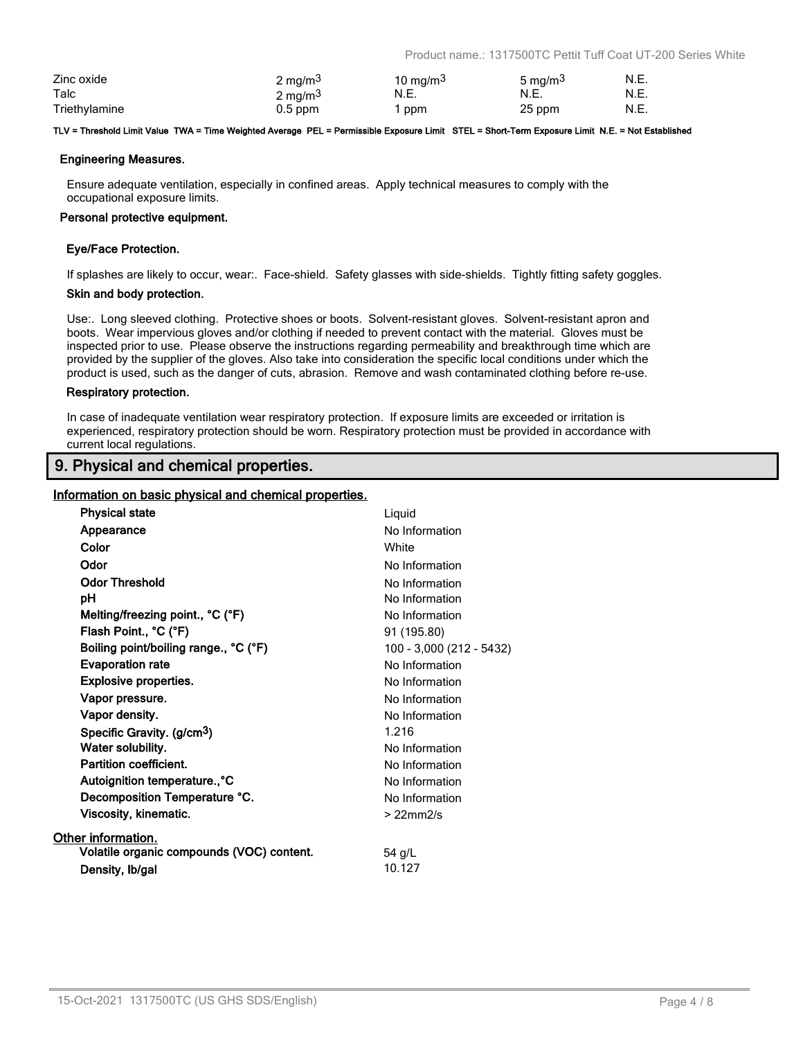| | | | | |
|---|---|---|---|---|
| Zinc oxide | 2 mg/m$^3$ | 10 mg/m$^3$ | 5 mg/m$^3$ | N.E. |
| Talc | 2 mg/m$^3$ | N.E. | N.E. | N.E. |
| Triethylamine | 0.5 ppm | 1 ppm | 25 ppm | N.E. |

**TLV = Threshold Limit Value TWA = Time Weighted Average PEL = Permissible Exposure Limit STEL = Short-Term Exposure Limit N.E. = Not Established**

**Engineering Measures.**

Ensure adequate ventilation, especially in confined areas. Apply technical measures to comply with the occupational exposure limits.

**Personal protective equipment.**

**Eye/Face Protection.**

If splashes are likely to occur, wear:. Face-shield. Safety glasses with side-shields. Tightly fitting safety goggles.

**Skin and body protection.**

Use:. Long sleeved clothing. Protective shoes or boots. Solvent-resistant gloves. Solvent-resistant apron and boots. Wear impervious gloves and/or clothing if needed to prevent contact with the material. Gloves must be inspected prior to use. Please observe the instructions regarding permeability and breakthrough time which are provided by the supplier of the gloves. Also take into consideration the specific local conditions under which the product is used, such as the danger of cuts, abrasion. Remove and wash contaminated clothing before re-use.

**Respiratory protection.**

In case of inadequate ventilation wear respiratory protection. If exposure limits are exceeded or irritation is experienced, respiratory protection should be worn. Respiratory protection must be provided in accordance with current local regulations.

## 9. Physical and chemical properties.

**Information on basic physical and chemical properties.**

| | |
|---|---|
| **Physical state** | Liquid |
| **Appearance** | No Information |
| **Color** | White |
| **Odor** | No Information |
| **Odor Threshold** | No Information |
| **pH** | No Information |
| **Melting/freezing point., °C (°F)** | No Information |
| **Flash Point., °C (°F)** | 91 (195.80) |
| **Boiling point/boiling range., °C (°F)** | 100 - 3,000 (212 - 5432) |
| **Evaporation rate** | No Information |
| **Explosive properties.** | No Information |
| **Vapor pressure.** | No Information |
| **Vapor density.** | No Information |
| **Specific Gravity. (g/cm$^3$)** | 1.216 |
| **Water solubility.** | No Information |
| **Partition coefficient.** | No Information |
| **Autoignition temperature.,°C** | No Information |
| **Decomposition Temperature °C.** | No Information |
| **Viscosity, kinematic.** | > 22mm2/s |

**Other information.**

| | |
|---|---|
| **Volatile organic compounds (VOC) content.** | 54 g/L |
| **Density, lb/gal** | 10.127 |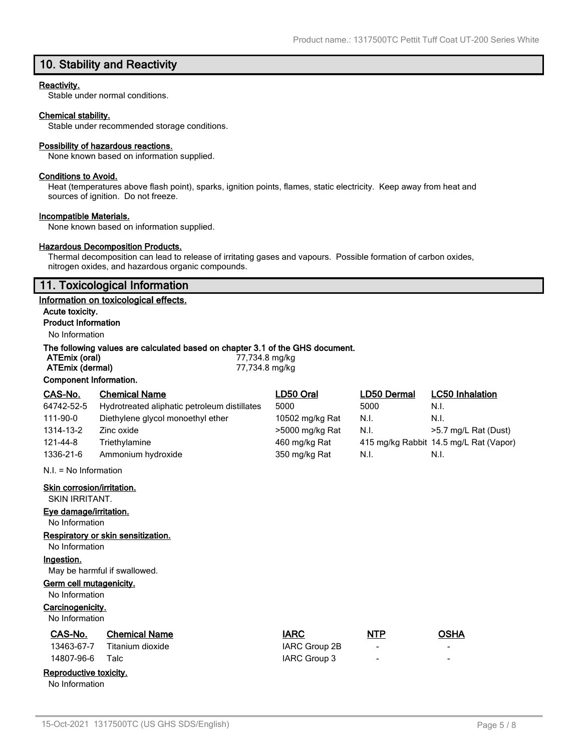## 10. Stability and Reactivity

**Reactivity.**

Stable under normal conditions.

**Chemical stability.**

Stable under recommended storage conditions.

**Possibility of hazardous reactions.**

None known based on information supplied.

**Conditions to Avoid.**

Heat (temperatures above flash point), sparks, ignition points, flames, static electricity. Keep away from heat and sources of ignition. Do not freeze.

**Incompatible Materials.**

None known based on information supplied.

**Hazardous Decomposition Products.**

Thermal decomposition can lead to release of irritating gases and vapours. Possible formation of carbon oxides, nitrogen oxides, and hazardous organic compounds.

## 11. Toxicological Information

**Information on toxicological effects.**

**Acute toxicity.**

**Product Information**

No Information

**The following values are calculated based on chapter 3.1 of the GHS document.**

| | |
|---|---|
| **ATEmix (oral)** | 77,734.8 mg/kg |
| **ATEmix (dermal)** | 77,734.8 mg/kg |

**Component Information.**

| CAS-No. | Chemical Name | LD50 Oral | LD50 Dermal | LC50 Inhalation |
|---|---|---|---|---|
| 64742-52-5 | Hydrotreated aliphatic petroleum distillates | 5000 | 5000 | N.I. |
| 111-90-0 | Diethylene glycol monoethyl ether | 10502 mg/kg Rat | N.I. | N.I. |
| 1314-13-2 | Zinc oxide | >5000 mg/kg Rat | N.I. | >5.7 mg/L Rat (Dust) |
| 121-44-8 | Triethylamine | 460 mg/kg Rat | 415 mg/kg Rabbit | 14.5 mg/L Rat (Vapor) |
| 1336-21-6 | Ammonium hydroxide | 350 mg/kg Rat | N.I. | N.I. |

N.I. = No Information

**Skin corrosion/irritation.**

SKIN IRRITANT.

**Eye damage/irritation.**

No Information

**Respiratory or skin sensitization.**

No Information

**Ingestion.**

May be harmful if swallowed.

**Germ cell mutagenicity.**

No Information

**Carcinogenicity.**

No Information

| CAS-No. | Chemical Name | IARC | NTP | OSHA |
|---|---|---|---|---|
| 13463-67-7 | Titanium dioxide | IARC Group 2B | - | - |
| 14807-96-6 | Talc | IARC Group 3 | - | - |

**Reproductive toxicity.**

No Information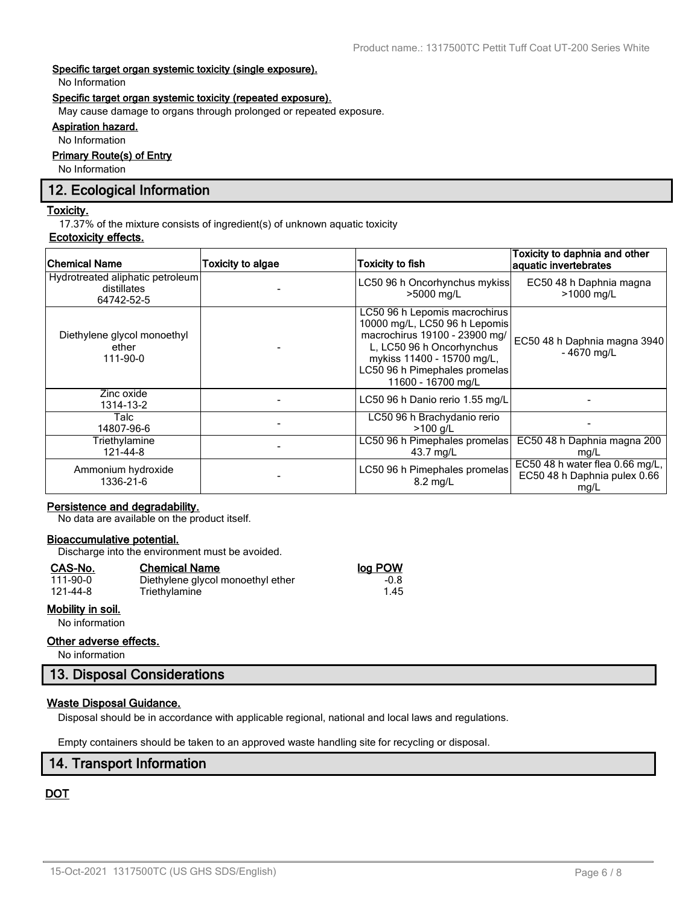**Specific target organ systemic toxicity (single exposure).**

No Information

**Specific target organ systemic toxicity (repeated exposure).**

May cause damage to organs through prolonged or repeated exposure.

**Aspiration hazard.**

No Information

**Primary Route(s) of Entry**

No Information

## 12. Ecological Information

**Toxicity.**

17.37% of the mixture consists of ingredient(s) of unknown aquatic toxicity

**Ecotoxicity effects.**

| Chemical Name | Toxicity to algae | Toxicity to fish | Toxicity to daphnia and other aquatic invertebrates |
|---|---|---|---|
| Hydrotreated aliphatic petroleum distillates 64742-52-5 | - | LC50 96 h Oncorhynchus mykiss >5000 mg/L | EC50 48 h Daphnia magna >1000 mg/L |
| Diethylene glycol monoethyl ether 111-90-0 | - | LC50 96 h Lepomis macrochirus 10000 mg/L, LC50 96 h Lepomis macrochirus 19100 - 23900 mg/L, LC50 96 h Oncorhynchus mykiss 11400 - 15700 mg/L, LC50 96 h Pimephales promelas 11600 - 16700 mg/L | EC50 48 h Daphnia magna 3940 - 4670 mg/L |
| Zinc oxide 1314-13-2 | - | LC50 96 h Danio rerio 1.55 mg/L | - |
| Talc 14807-96-6 | - | LC50 96 h Brachydanio rerio >100 g/L | - |
| Triethylamine 121-44-8 | - | LC50 96 h Pimephales promelas 43.7 mg/L | EC50 48 h Daphnia magna 200 mg/L |
| Ammonium hydroxide 1336-21-6 | - | LC50 96 h Pimephales promelas 8.2 mg/L | EC50 48 h water flea 0.66 mg/L, EC50 48 h Daphnia pulex 0.66 mg/L |

**Persistence and degradability.**

No data are available on the product itself.

**Bioaccumulative potential.**

Discharge into the environment must be avoided.

| CAS-No. | Chemical Name | log POW |
|---|---|---|
| 111-90-0 | Diethylene glycol monoethyl ether | -0.8 |
| 121-44-8 | Triethylamine | 1.45 |

**Mobility in soil.**

No information

**Other adverse effects.**

No information

## 13. Disposal Considerations

**Waste Disposal Guidance.**

Disposal should be in accordance with applicable regional, national and local laws and regulations.

Empty containers should be taken to an approved waste handling site for recycling or disposal.

## 14. Transport Information

**DOT**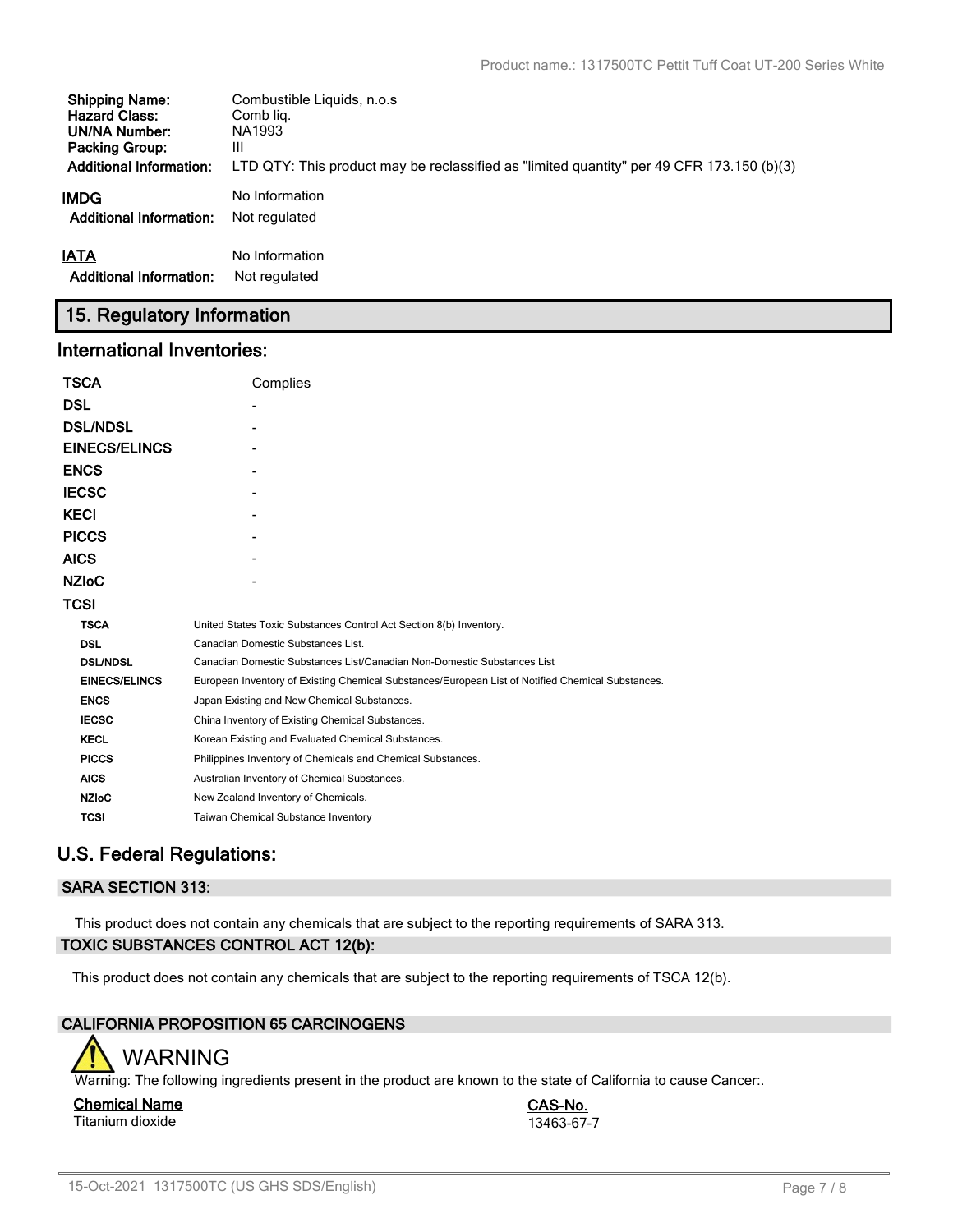| | |
|---|---|
| **Shipping Name:** | Combustible Liquids, n.o.s |
| **Hazard Class:** | Comb liq. |
| **UN/NA Number:** | NA1993 |
| **Packing Group:** | III |
| **Additional Information:** | LTD QTY: This product may be reclassified as "limited quantity" per 49 CFR 173.150 (b)(3) |

**IMDG** No Information

**Additional Information:** Not regulated

**IATA** No Information

**Additional Information:** Not regulated

## 15. Regulatory Information

### International Inventories:

| | |
|---|---|
| **TSCA** | Complies |
| **DSL** | - |
| **DSL/NDSL** | - |
| **EINECS/ELINCS** | - |
| **ENCS** | - |
| **IECSC** | - |
| **KECI** | - |
| **PICCS** | - |
| **AICS** | - |
| **NZIoC** | - |
| **TCSI** | |

| | |
|---|---|
| **TSCA** | United States Toxic Substances Control Act Section 8(b) Inventory. |
| **DSL** | Canadian Domestic Substances List. |
| **DSL/NDSL** | Canadian Domestic Substances List/Canadian Non-Domestic Substances List |
| **EINECS/ELINCS** | European Inventory of Existing Chemical Substances/European List of Notified Chemical Substances. |
| **ENCS** | Japan Existing and New Chemical Substances. |
| **IECSC** | China Inventory of Existing Chemical Substances. |
| **KECL** | Korean Existing and Evaluated Chemical Substances. |
| **PICCS** | Philippines Inventory of Chemicals and Chemical Substances. |
| **AICS** | Australian Inventory of Chemical Substances. |
| **NZIoC** | New Zealand Inventory of Chemicals. |
| **TCSI** | Taiwan Chemical Substance Inventory |

## U.S. Federal Regulations:

### SARA SECTION 313:

This product does not contain any chemicals that are subject to the reporting requirements of SARA 313.

### TOXIC SUBSTANCES CONTROL ACT 12(b):

This product does not contain any chemicals that are subject to the reporting requirements of TSCA 12(b).

### CALIFORNIA PROPOSITION 65 CARCINOGENS

WARNING

Warning: The following ingredients present in the product are known to the state of California to cause Cancer:.

| Chemical Name | CAS-No. |
|---|---|
| Titanium dioxide | 13463-67-7 |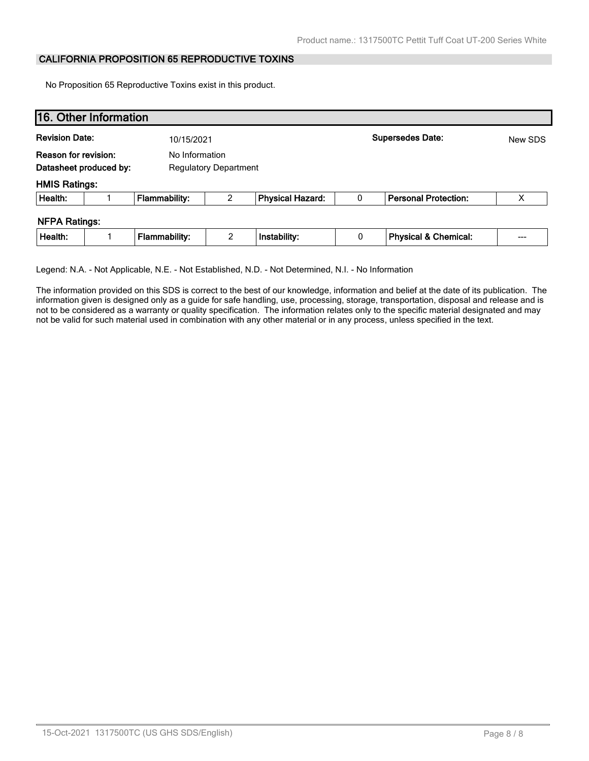### CALIFORNIA PROPOSITION 65 REPRODUCTIVE TOXINS

No Proposition 65 Reproductive Toxins exist in this product.

## 16. Other Information

**Revision Date:** 10/15/2021 **Supersedes Date:** New SDS

**Reason for revision:** No Information

**Datasheet produced by:** Regulatory Department

**HMIS Ratings:**

| | | | | | | | |
|---|---|---|---|---|---|---|---|
| **Health:** | 1 | **Flammability:** | 2 | **Physical Hazard:** | 0 | **Personal Protection:** | X |

**NFPA Ratings:**

| | | | | | | | |
|---|---|---|---|---|---|---|---|
| **Health:** | 1 | **Flammability:** | 2 | **Instability:** | 0 | **Physical & Chemical:** | --- |

Legend: N.A. - Not Applicable, N.E. - Not Established, N.D. - Not Determined, N.I. - No Information

The information provided on this SDS is correct to the best of our knowledge, information and belief at the date of its publication. The information given is designed only as a guide for safe handling, use, processing, storage, transportation, disposal and release and is not to be considered as a warranty or quality specification. The information relates only to the specific material designated and may not be valid for such material used in combination with any other material or in any process, unless specified in the text.